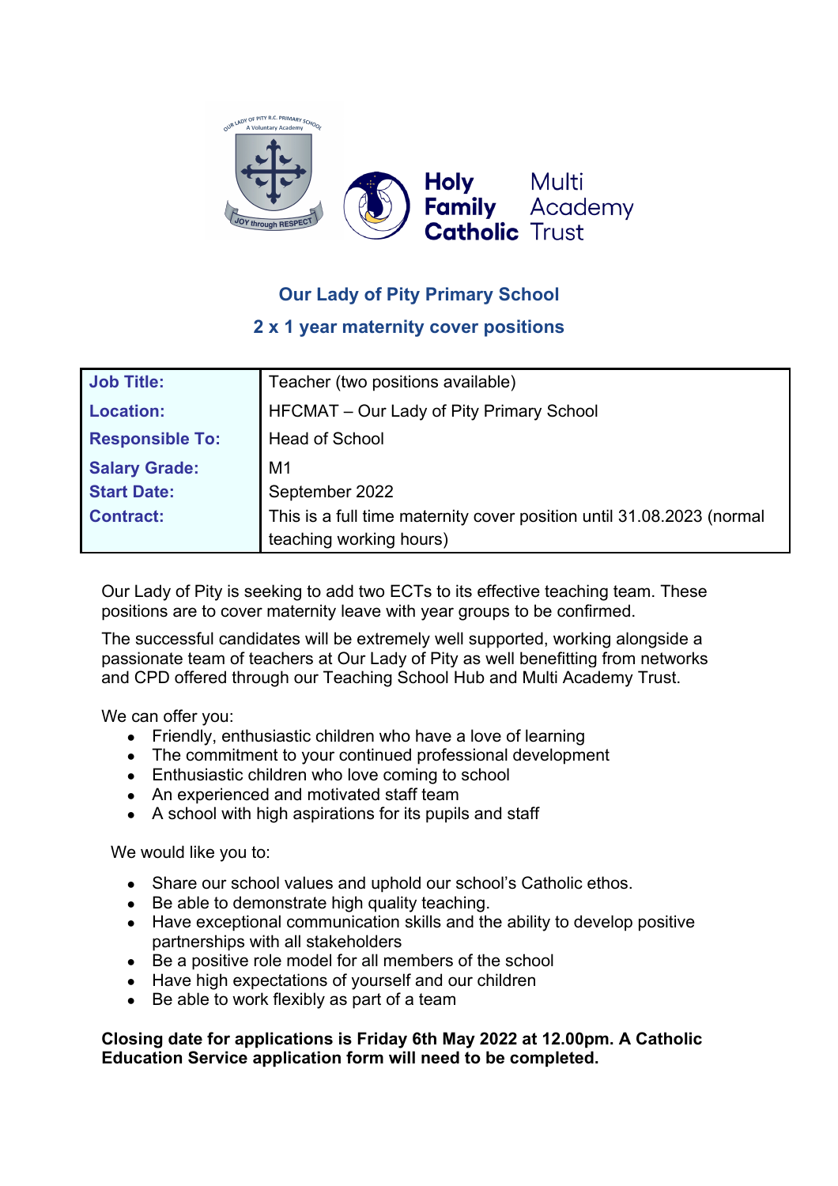## Our Lady of Pity Primary School

## 2 x 1 year maternity cover positions

| | |
|---|---|
| **Job Title:** | Teacher (two positions available) |
| **Location:** | HFCMAT – Our Lady of Pity Primary School |
| **Responsible To:** | Head of School |
| **Salary Grade:** | M1 |
| **Start Date:** | September 2022 |
| **Contract:** | This is a full time maternity cover position until 31.08.2023 (normal teaching working hours) |

Our Lady of Pity is seeking to add two ECTs to its effective teaching team. These positions are to cover maternity leave with year groups to be confirmed.

The successful candidates will be extremely well supported, working alongside a passionate team of teachers at Our Lady of Pity as well benefitting from networks and CPD offered through our Teaching School Hub and Multi Academy Trust.

We can offer you:

- Friendly, enthusiastic children who have a love of learning
- The commitment to your continued professional development
- Enthusiastic children who love coming to school
- An experienced and motivated staff team
- A school with high aspirations for its pupils and staff

We would like you to:

- Share our school values and uphold our school's Catholic ethos.
- Be able to demonstrate high quality teaching.
- Have exceptional communication skills and the ability to develop positive partnerships with all stakeholders
- Be a positive role model for all members of the school
- Have high expectations of yourself and our children
- Be able to work flexibly as part of a team

**Closing date for applications is Friday 6th May 2022 at 12.00pm. A Catholic Education Service application form will need to be completed.**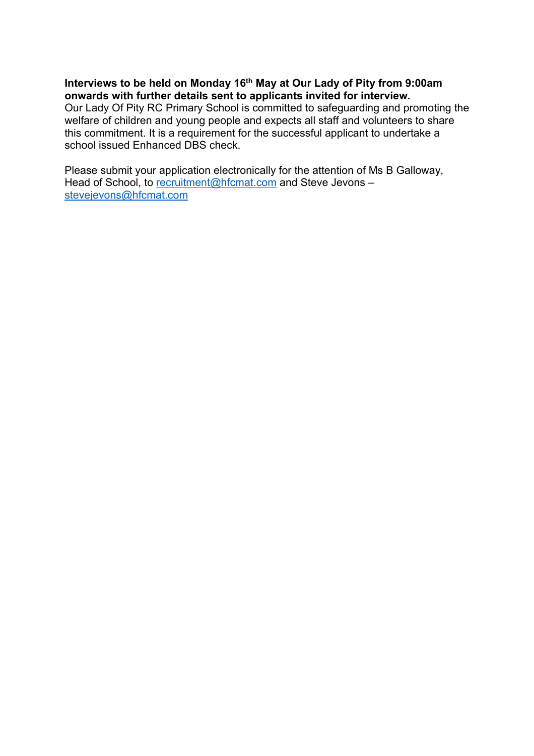**Interviews to be held on Monday 16th May at Our Lady of Pity from 9:00am onwards with further details sent to applicants invited for interview.**
Our Lady Of Pity RC Primary School is committed to safeguarding and promoting the welfare of children and young people and expects all staff and volunteers to share this commitment. It is a requirement for the successful applicant to undertake a school issued Enhanced DBS check.

Please submit your application electronically for the attention of Ms B Galloway, Head of School, to recruitment@hfcmat.com and Steve Jevons – stevejevons@hfcmat.com